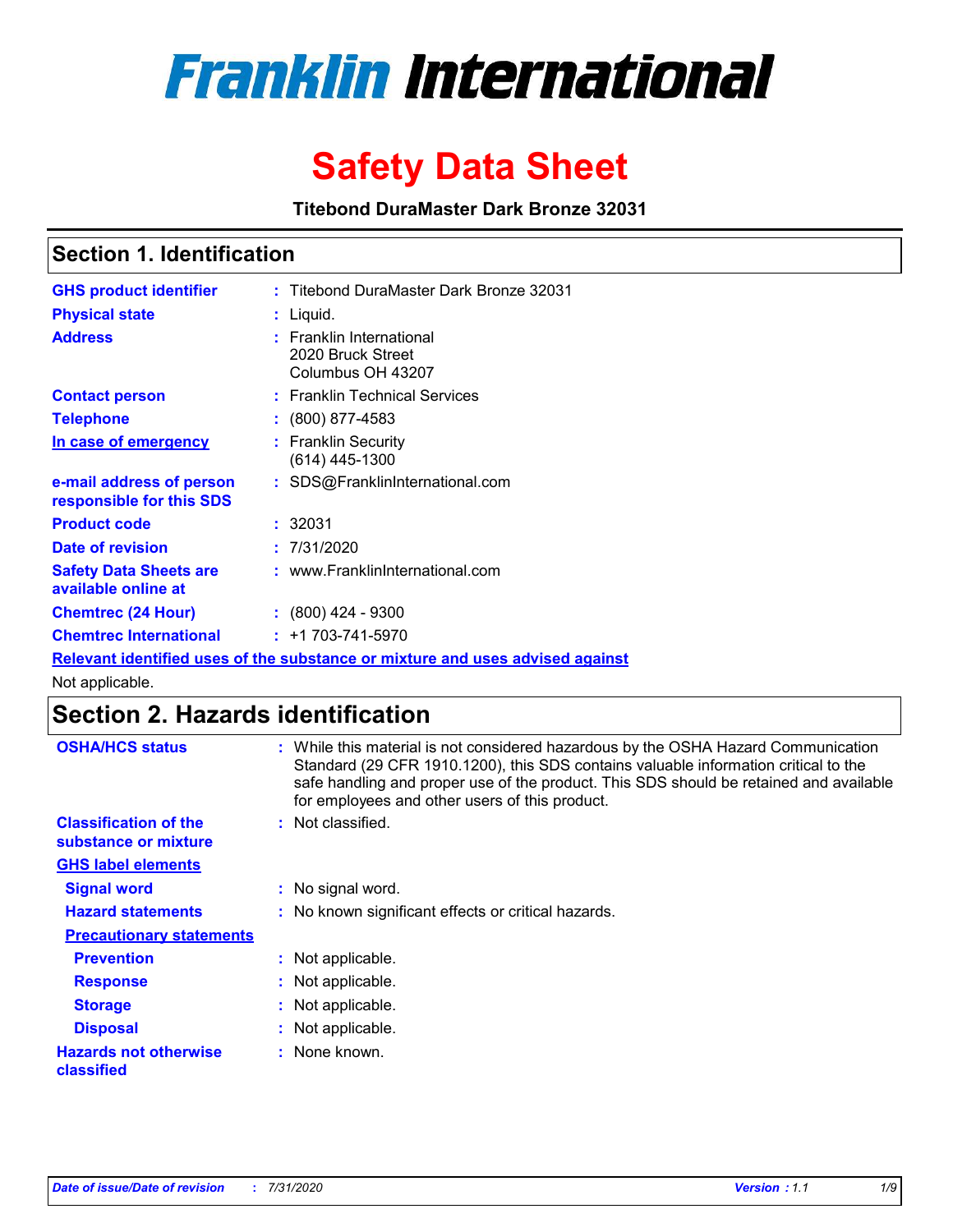# Franklin International

# Safety Data Sheet

**Titebond DuraMaster Dark Bronze 32031**

## Section 1. Identification

| | |
|---|---|
| **GHS product identifier** | : Titebond DuraMaster Dark Bronze 32031 |
| **Physical state** | : Liquid. |
| **Address** | : Franklin International<br>2020 Bruck Street<br>Columbus OH 43207 |
| **Contact person** | : Franklin Technical Services |
| **Telephone** | : (800) 877-4583 |
| **In case of emergency** | : Franklin Security<br>(614) 445-1300 |
| **e-mail address of person responsible for this SDS** | : SDS@FranklinInternational.com |
| **Product code** | : 32031 |
| **Date of revision** | : 7/31/2020 |
| **Safety Data Sheets are available online at** | : www.FranklinInternational.com |
| **Chemtrec (24 Hour)** | : (800) 424 - 9300 |
| **Chemtrec International** | : +1 703-741-5970 |

**Relevant identified uses of the substance or mixture and uses advised against**

Not applicable.

## Section 2. Hazards identification

| | |
|---|---|
| **OSHA/HCS status** | : While this material is not considered hazardous by the OSHA Hazard Communication Standard (29 CFR 1910.1200), this SDS contains valuable information critical to the safe handling and proper use of the product. This SDS should be retained and available for employees and other users of this product. |
| **Classification of the substance or mixture** | : Not classified. |

**GHS label elements**

| | |
|---|---|
| **Signal word** | : No signal word. |
| **Hazard statements** | : No known significant effects or critical hazards. |

**Precautionary statements**

| | |
|---|---|
| **Prevention** | : Not applicable. |
| **Response** | : Not applicable. |
| **Storage** | : Not applicable. |
| **Disposal** | : Not applicable. |
| **Hazards not otherwise classified** | : None known. |

*Date of issue/Date of revision : 7/31/2020 Version : 1.1*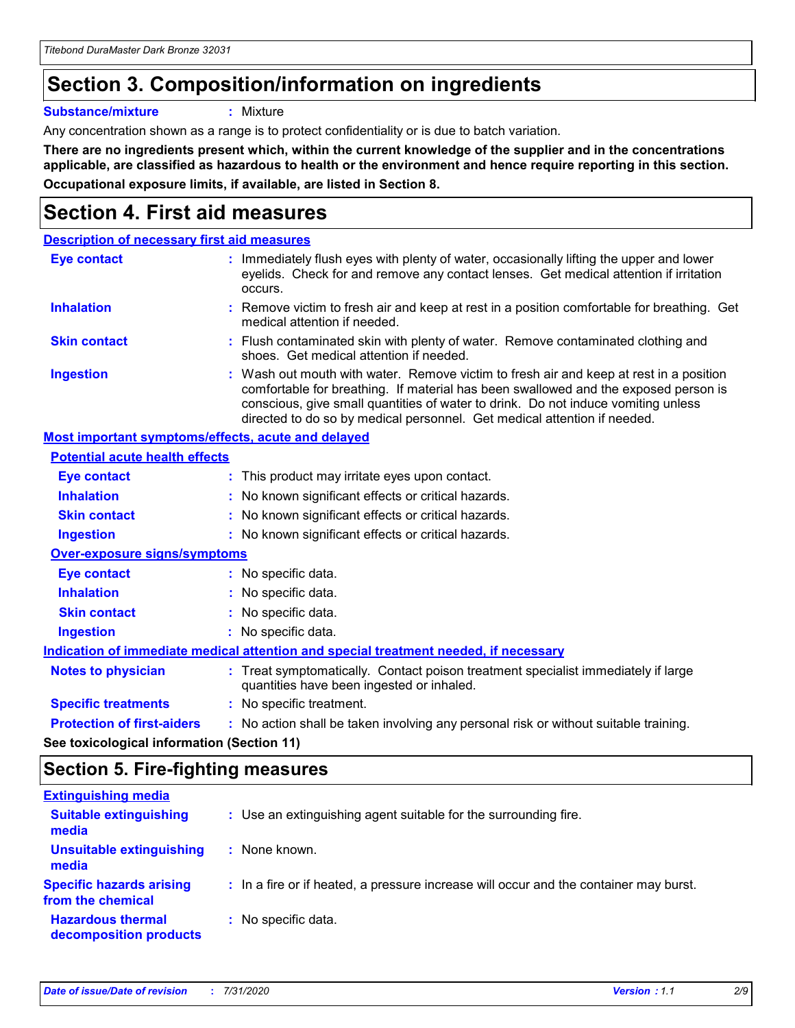# Section 3. Composition/information on ingredients

**Substance/mixture** : Mixture

Any concentration shown as a range is to protect confidentiality or is due to batch variation.

**There are no ingredients present which, within the current knowledge of the supplier and in the concentrations applicable, are classified as hazardous to health or the environment and hence require reporting in this section.**

**Occupational exposure limits, if available, are listed in Section 8.**

# Section 4. First aid measures

## Description of necessary first aid measures

**Eye contact** : Immediately flush eyes with plenty of water, occasionally lifting the upper and lower eyelids. Check for and remove any contact lenses. Get medical attention if irritation occurs.

**Inhalation** : Remove victim to fresh air and keep at rest in a position comfortable for breathing. Get medical attention if needed.

**Skin contact** : Flush contaminated skin with plenty of water. Remove contaminated clothing and shoes. Get medical attention if needed.

**Ingestion** : Wash out mouth with water. Remove victim to fresh air and keep at rest in a position comfortable for breathing. If material has been swallowed and the exposed person is conscious, give small quantities of water to drink. Do not induce vomiting unless directed to do so by medical personnel. Get medical attention if needed.

## Most important symptoms/effects, acute and delayed

### Potential acute health effects

**Eye contact** : This product may irritate eyes upon contact.

**Inhalation** : No known significant effects or critical hazards.

**Skin contact** : No known significant effects or critical hazards.

**Ingestion** : No known significant effects or critical hazards.

### Over-exposure signs/symptoms

**Eye contact** : No specific data.

**Inhalation** : No specific data.

**Skin contact** : No specific data.

**Ingestion** : No specific data.

## Indication of immediate medical attention and special treatment needed, if necessary

**Notes to physician** : Treat symptomatically. Contact poison treatment specialist immediately if large quantities have been ingested or inhaled.

**Specific treatments** : No specific treatment.

**Protection of first-aiders** : No action shall be taken involving any personal risk or without suitable training.

**See toxicological information (Section 11)**

# Section 5. Fire-fighting measures

## Extinguishing media

**Suitable extinguishing media** : Use an extinguishing agent suitable for the surrounding fire.

**Unsuitable extinguishing media** : None known.

**Specific hazards arising from the chemical** : In a fire or if heated, a pressure increase will occur and the container may burst.

**Hazardous thermal decomposition products** : No specific data.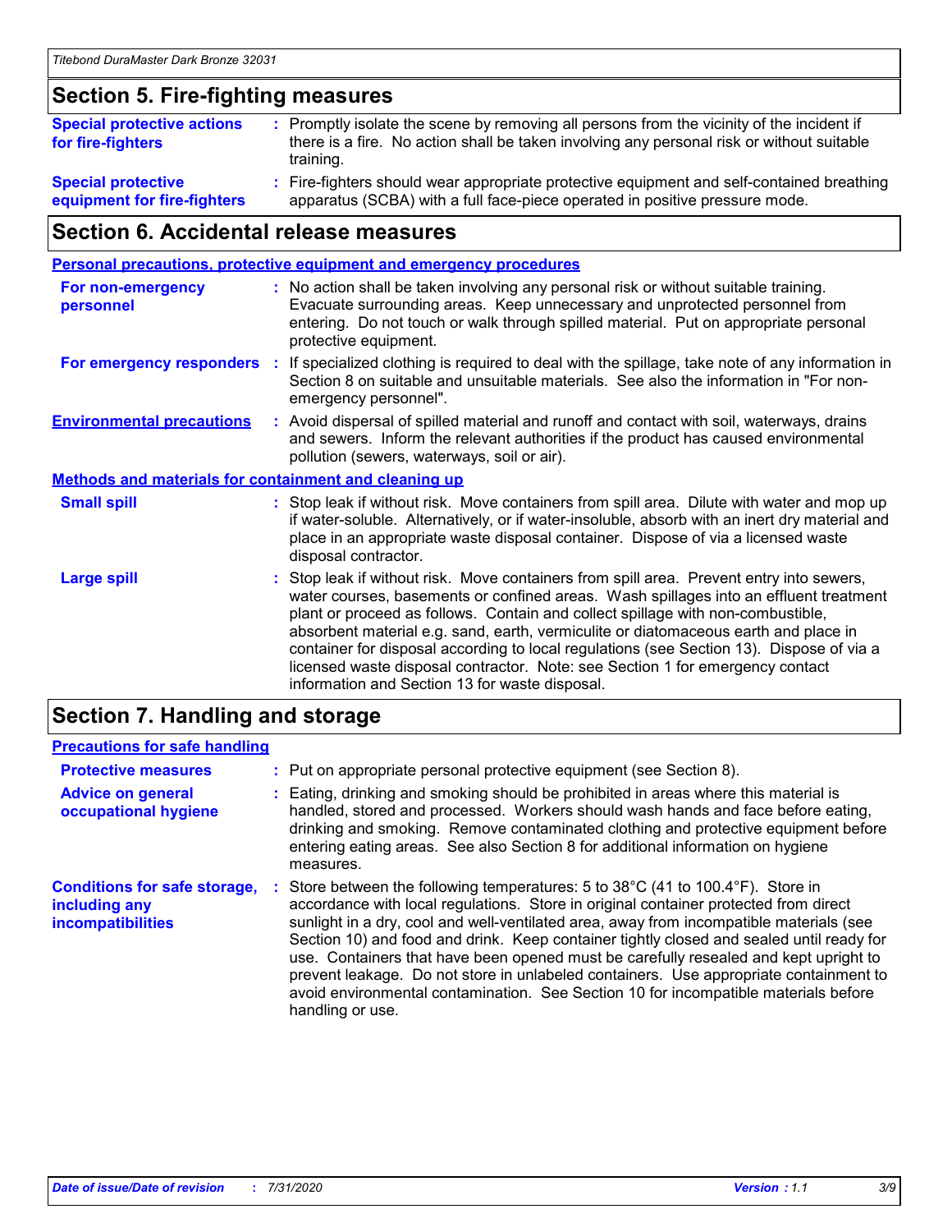## Section 5. Fire-fighting measures

**Special protective actions for fire-fighters** : Promptly isolate the scene by removing all persons from the vicinity of the incident if there is a fire. No action shall be taken involving any personal risk or without suitable training.

**Special protective equipment for fire-fighters** : Fire-fighters should wear appropriate protective equipment and self-contained breathing apparatus (SCBA) with a full face-piece operated in positive pressure mode.

## Section 6. Accidental release measures

### Personal precautions, protective equipment and emergency procedures

**For non-emergency personnel** : No action shall be taken involving any personal risk or without suitable training. Evacuate surrounding areas. Keep unnecessary and unprotected personnel from entering. Do not touch or walk through spilled material. Put on appropriate personal protective equipment.

**For emergency responders** : If specialized clothing is required to deal with the spillage, take note of any information in Section 8 on suitable and unsuitable materials. See also the information in "For non-emergency personnel".

**Environmental precautions** : Avoid dispersal of spilled material and runoff and contact with soil, waterways, drains and sewers. Inform the relevant authorities if the product has caused environmental pollution (sewers, waterways, soil or air).

### Methods and materials for containment and cleaning up

**Small spill** : Stop leak if without risk. Move containers from spill area. Dilute with water and mop up if water-soluble. Alternatively, or if water-insoluble, absorb with an inert dry material and place in an appropriate waste disposal container. Dispose of via a licensed waste disposal contractor.

**Large spill** : Stop leak if without risk. Move containers from spill area. Prevent entry into sewers, water courses, basements or confined areas. Wash spillages into an effluent treatment plant or proceed as follows. Contain and collect spillage with non-combustible, absorbent material e.g. sand, earth, vermiculite or diatomaceous earth and place in container for disposal according to local regulations (see Section 13). Dispose of via a licensed waste disposal contractor. Note: see Section 1 for emergency contact information and Section 13 for waste disposal.

## Section 7. Handling and storage

### Precautions for safe handling

**Protective measures** : Put on appropriate personal protective equipment (see Section 8).

**Advice on general occupational hygiene** : Eating, drinking and smoking should be prohibited in areas where this material is handled, stored and processed. Workers should wash hands and face before eating, drinking and smoking. Remove contaminated clothing and protective equipment before entering eating areas. See also Section 8 for additional information on hygiene measures.

**Conditions for safe storage, including any incompatibilities** : Store between the following temperatures: 5 to 38°C (41 to 100.4°F). Store in accordance with local regulations. Store in original container protected from direct sunlight in a dry, cool and well-ventilated area, away from incompatible materials (see Section 10) and food and drink. Keep container tightly closed and sealed until ready for use. Containers that have been opened must be carefully resealed and kept upright to prevent leakage. Do not store in unlabeled containers. Use appropriate containment to avoid environmental contamination. See Section 10 for incompatible materials before handling or use.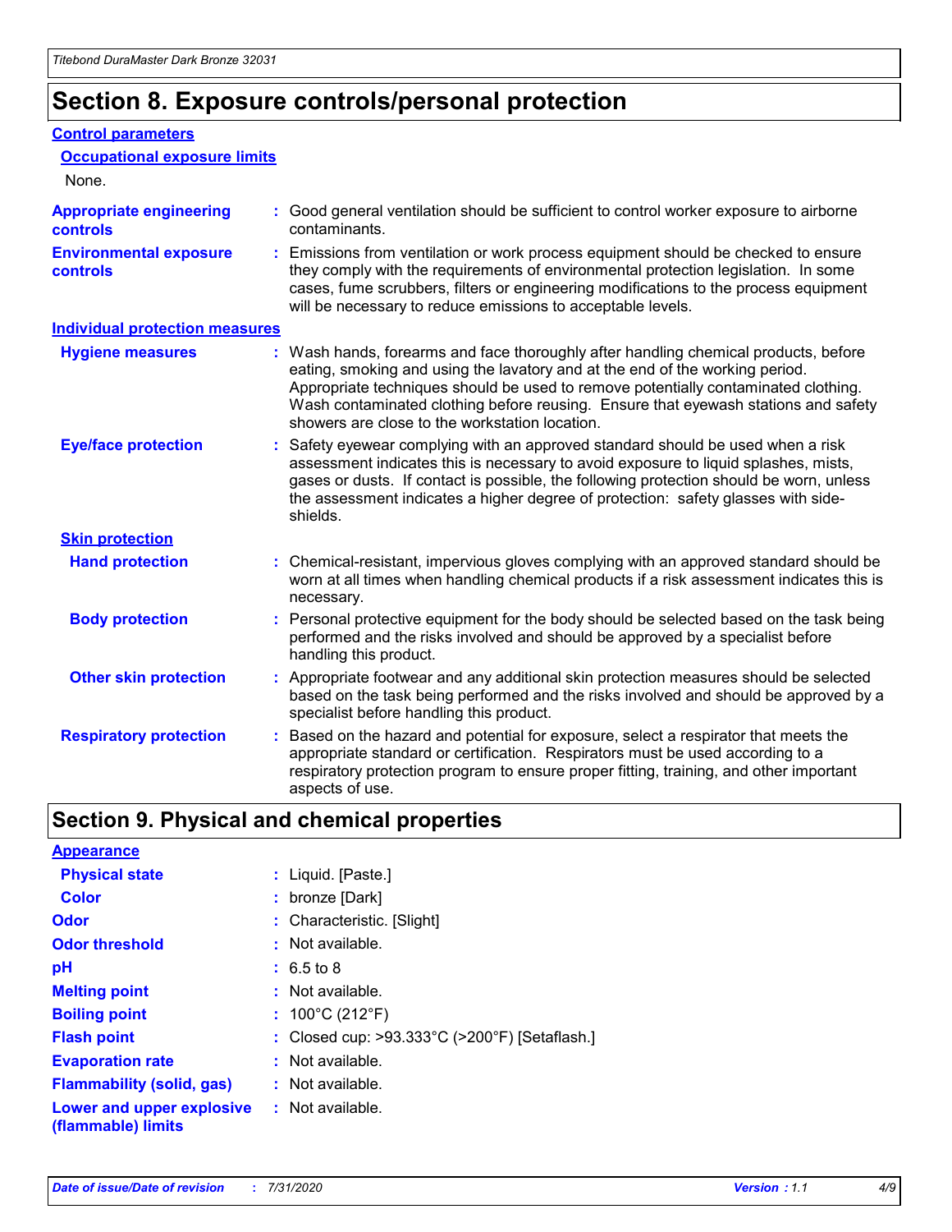# Section 8. Exposure controls/personal protection

## Control parameters

### Occupational exposure limits

None.

**Appropriate engineering controls** : Good general ventilation should be sufficient to control worker exposure to airborne contaminants.

**Environmental exposure controls** : Emissions from ventilation or work process equipment should be checked to ensure they comply with the requirements of environmental protection legislation. In some cases, fume scrubbers, filters or engineering modifications to the process equipment will be necessary to reduce emissions to acceptable levels.

## Individual protection measures

**Hygiene measures** : Wash hands, forearms and face thoroughly after handling chemical products, before eating, smoking and using the lavatory and at the end of the working period. Appropriate techniques should be used to remove potentially contaminated clothing. Wash contaminated clothing before reusing. Ensure that eyewash stations and safety showers are close to the workstation location.

**Eye/face protection** : Safety eyewear complying with an approved standard should be used when a risk assessment indicates this is necessary to avoid exposure to liquid splashes, mists, gases or dusts. If contact is possible, the following protection should be worn, unless the assessment indicates a higher degree of protection: safety glasses with side-shields.

### Skin protection

**Hand protection** : Chemical-resistant, impervious gloves complying with an approved standard should be worn at all times when handling chemical products if a risk assessment indicates this is necessary.

**Body protection** : Personal protective equipment for the body should be selected based on the task being performed and the risks involved and should be approved by a specialist before handling this product.

**Other skin protection** : Appropriate footwear and any additional skin protection measures should be selected based on the task being performed and the risks involved and should be approved by a specialist before handling this product.

**Respiratory protection** : Based on the hazard and potential for exposure, select a respirator that meets the appropriate standard or certification. Respirators must be used according to a respiratory protection program to ensure proper fitting, training, and other important aspects of use.

# Section 9. Physical and chemical properties

## Appearance

**Physical state** : Liquid. [Paste.]

**Color** : bronze [Dark]

**Odor** : Characteristic. [Slight]

**Odor threshold** : Not available.

**pH** : 6.5 to 8

**Melting point** : Not available.

**Boiling point** : 100°C (212°F)

**Flash point** : Closed cup: >93.333°C (>200°F) [Setaflash.]

**Evaporation rate** : Not available.

**Flammability (solid, gas)** : Not available.

**Lower and upper explosive (flammable) limits** : Not available.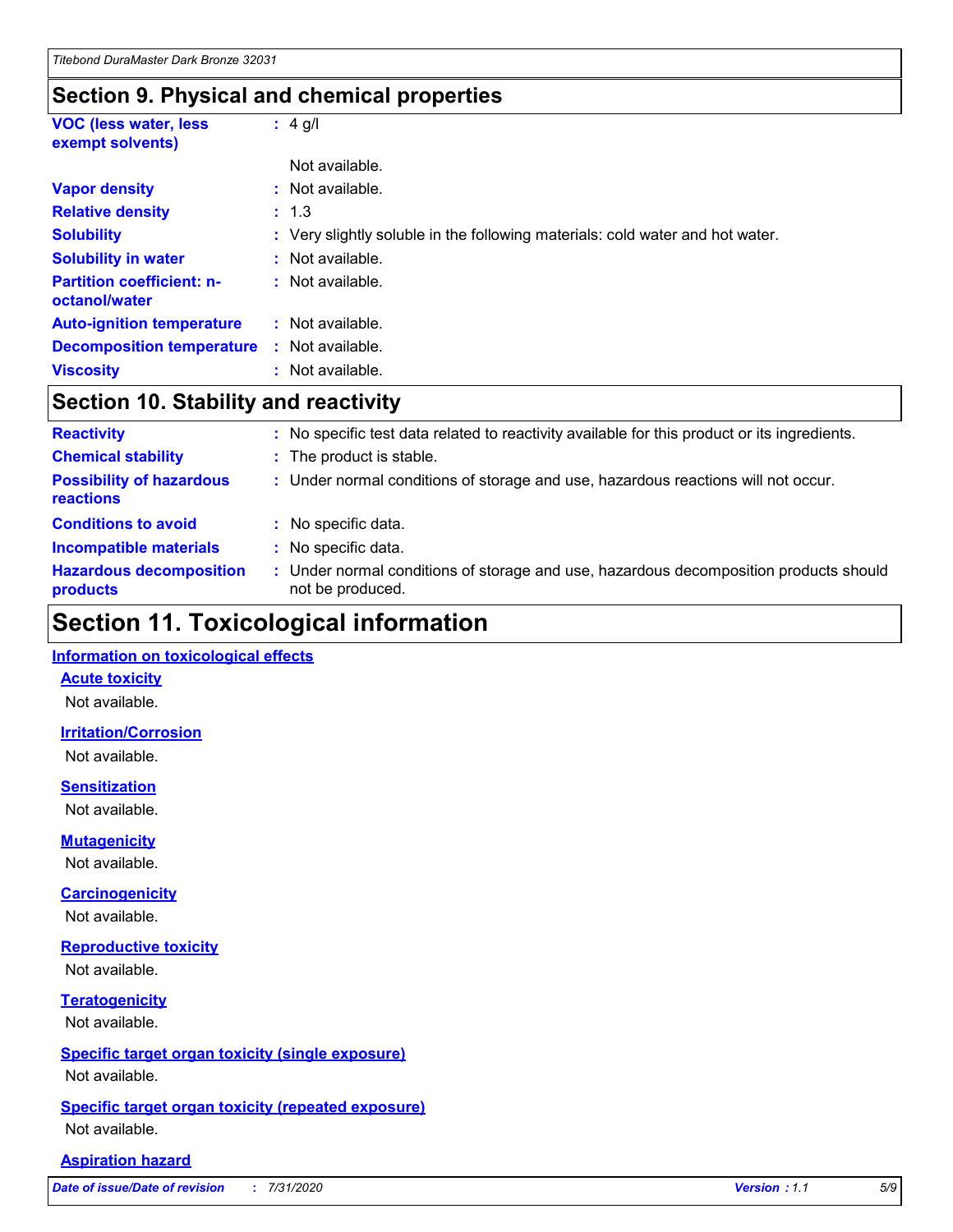## Section 9. Physical and chemical properties

| | | |
|---|---|---|
| **VOC (less water, less exempt solvents)** | : | 4 g/l |
| | | Not available. |
| **Vapor density** | : | Not available. |
| **Relative density** | : | 1.3 |
| **Solubility** | : | Very slightly soluble in the following materials: cold water and hot water. |
| **Solubility in water** | : | Not available. |
| **Partition coefficient: n-octanol/water** | : | Not available. |
| **Auto-ignition temperature** | : | Not available. |
| **Decomposition temperature** | : | Not available. |
| **Viscosity** | : | Not available. |

## Section 10. Stability and reactivity

| | | |
|---|---|---|
| **Reactivity** | : | No specific test data related to reactivity available for this product or its ingredients. |
| **Chemical stability** | : | The product is stable. |
| **Possibility of hazardous reactions** | : | Under normal conditions of storage and use, hazardous reactions will not occur. |
| **Conditions to avoid** | : | No specific data. |
| **Incompatible materials** | : | No specific data. |
| **Hazardous decomposition products** | : | Under normal conditions of storage and use, hazardous decomposition products should not be produced. |

# Section 11. Toxicological information

**Information on toxicological effects**

**Acute toxicity**

Not available.

**Irritation/Corrosion**

Not available.

**Sensitization**

Not available.

**Mutagenicity**

Not available.

**Carcinogenicity**

Not available.

**Reproductive toxicity**

Not available.

**Teratogenicity**

Not available.

**Specific target organ toxicity (single exposure)**

Not available.

**Specific target organ toxicity (repeated exposure)**

Not available.

**Aspiration hazard**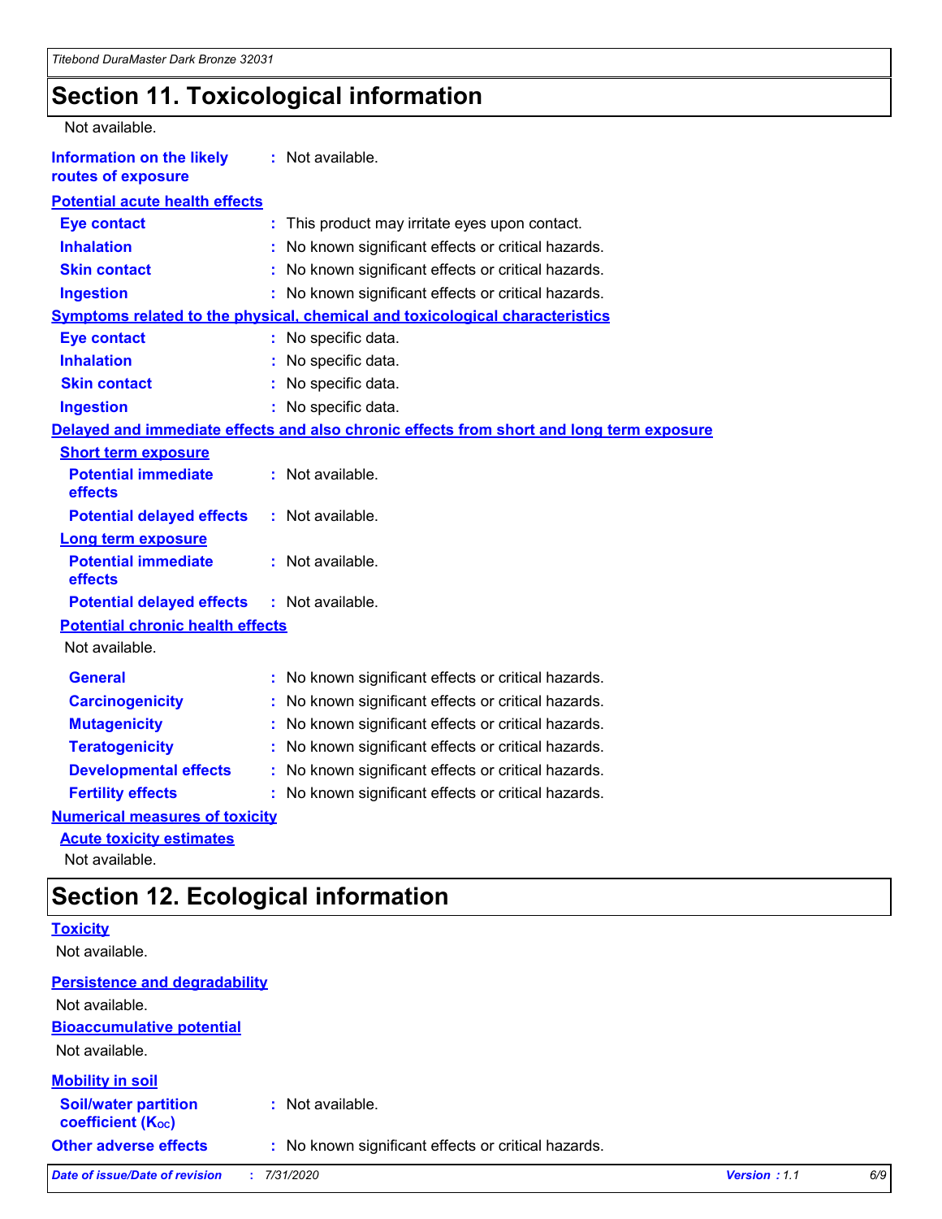## Section 11. Toxicological information

Not available.

**Information on the likely routes of exposure** : Not available.

**Potential acute health effects**

| | |
|---|---|
| **Eye contact** | : This product may irritate eyes upon contact. |
| **Inhalation** | : No known significant effects or critical hazards. |
| **Skin contact** | : No known significant effects or critical hazards. |
| **Ingestion** | : No known significant effects or critical hazards. |

**Symptoms related to the physical, chemical and toxicological characteristics**

| | |
|---|---|
| **Eye contact** | : No specific data. |
| **Inhalation** | : No specific data. |
| **Skin contact** | : No specific data. |
| **Ingestion** | : No specific data. |

**Delayed and immediate effects and also chronic effects from short and long term exposure**

**Short term exposure**

| | |
|---|---|
| **Potential immediate effects** | : Not available. |
| **Potential delayed effects** | : Not available. |

**Long term exposure**

| | |
|---|---|
| **Potential immediate effects** | : Not available. |
| **Potential delayed effects** | : Not available. |

**Potential chronic health effects**

Not available.

| | |
|---|---|
| **General** | : No known significant effects or critical hazards. |
| **Carcinogenicity** | : No known significant effects or critical hazards. |
| **Mutagenicity** | : No known significant effects or critical hazards. |
| **Teratogenicity** | : No known significant effects or critical hazards. |
| **Developmental effects** | : No known significant effects or critical hazards. |
| **Fertility effects** | : No known significant effects or critical hazards. |

**Numerical measures of toxicity**

**Acute toxicity estimates**

Not available.

## Section 12. Ecological information

**Toxicity**

Not available.

**Persistence and degradability**

Not available.

**Bioaccumulative potential**

Not available.

**Mobility in soil**

| | |
|---|---|
| **Soil/water partition coefficient ($K_{OC}$)** | : Not available. |
| **Other adverse effects** | : No known significant effects or critical hazards. |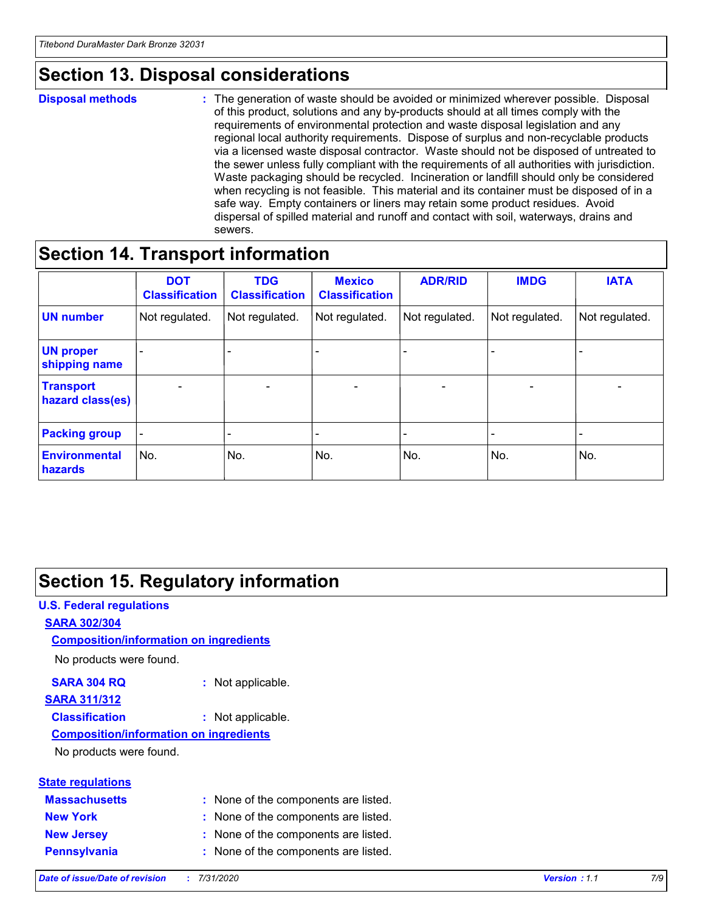## Section 13. Disposal considerations

**Disposal methods** : The generation of waste should be avoided or minimized wherever possible. Disposal of this product, solutions and any by-products should at all times comply with the requirements of environmental protection and waste disposal legislation and any regional local authority requirements. Dispose of surplus and non-recyclable products via a licensed waste disposal contractor. Waste should not be disposed of untreated to the sewer unless fully compliant with the requirements of all authorities with jurisdiction. Waste packaging should be recycled. Incineration or landfill should only be considered when recycling is not feasible. This material and its container must be disposed of in a safe way. Empty containers or liners may retain some product residues. Avoid dispersal of spilled material and runoff and contact with soil, waterways, drains and sewers.

## Section 14. Transport information

| | DOT Classification | TDG Classification | Mexico Classification | ADR/RID | IMDG | IATA |
|---|---|---|---|---|---|---|
| **UN number** | Not regulated. | Not regulated. | Not regulated. | Not regulated. | Not regulated. | Not regulated. |
| **UN proper shipping name** | - | - | - | - | - | - |
| **Transport hazard class(es)** | - | - | - | - | - | - |
| **Packing group** | - | - | - | - | - | - |
| **Environmental hazards** | No. | No. | No. | No. | No. | No. |

## Section 15. Regulatory information

### U.S. Federal regulations

**SARA 302/304**

**Composition/information on ingredients**

No products were found.

**SARA 304 RQ** : Not applicable.

**SARA 311/312**

**Classification** : Not applicable.

**Composition/information on ingredients**

No products were found.

### State regulations

**Massachusetts** : None of the components are listed.

**New York** : None of the components are listed.

**New Jersey** : None of the components are listed.

**Pennsylvania** : None of the components are listed.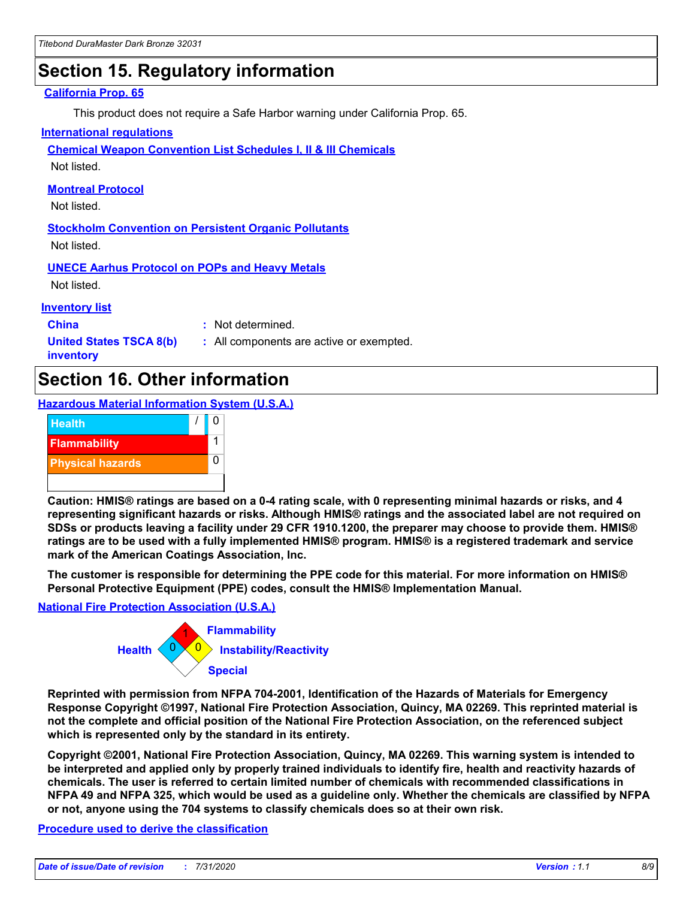## Section 15. Regulatory information

**California Prop. 65**

This product does not require a Safe Harbor warning under California Prop. 65.

**International regulations**

**Chemical Weapon Convention List Schedules I, II & III Chemicals**

Not listed.

**Montreal Protocol**

Not listed.

**Stockholm Convention on Persistent Organic Pollutants**

Not listed.

**UNECE Aarhus Protocol on POPs and Heavy Metals**

Not listed.

**Inventory list**

| | |
|---|---|
| **China** | : Not determined. |
| **United States TSCA 8(b) inventory** | : All components are active or exempted. |

## Section 16. Other information

**Hazardous Material Information System (U.S.A.)**

| | | |
|---|---|---|
| Health | / | 0 |
| Flammability | | 1 |
| Physical hazards | | 0 |

**Caution: HMIS® ratings are based on a 0-4 rating scale, with 0 representing minimal hazards or risks, and 4 representing significant hazards or risks. Although HMIS® ratings and the associated label are not required on SDSs or products leaving a facility under 29 CFR 1910.1200, the preparer may choose to provide them. HMIS® ratings are to be used with a fully implemented HMIS® program. HMIS® is a registered trademark and service mark of the American Coatings Association, Inc.**

**The customer is responsible for determining the PPE code for this material. For more information on HMIS® Personal Protective Equipment (PPE) codes, consult the HMIS® Implementation Manual.**

**National Fire Protection Association (U.S.A.)**

Health: 0
Flammability: 1
Instability/Reactivity: 0
Special:

**Reprinted with permission from NFPA 704-2001, Identification of the Hazards of Materials for Emergency Response Copyright ©1997, National Fire Protection Association, Quincy, MA 02269. This reprinted material is not the complete and official position of the National Fire Protection Association, on the referenced subject which is represented only by the standard in its entirety.**

**Copyright ©2001, National Fire Protection Association, Quincy, MA 02269. This warning system is intended to be interpreted and applied only by properly trained individuals to identify fire, health and reactivity hazards of chemicals. The user is referred to certain limited number of chemicals with recommended classifications in NFPA 49 and NFPA 325, which would be used as a guideline only. Whether the chemicals are classified by NFPA or not, anyone using the 704 systems to classify chemicals does so at their own risk.**

**Procedure used to derive the classification**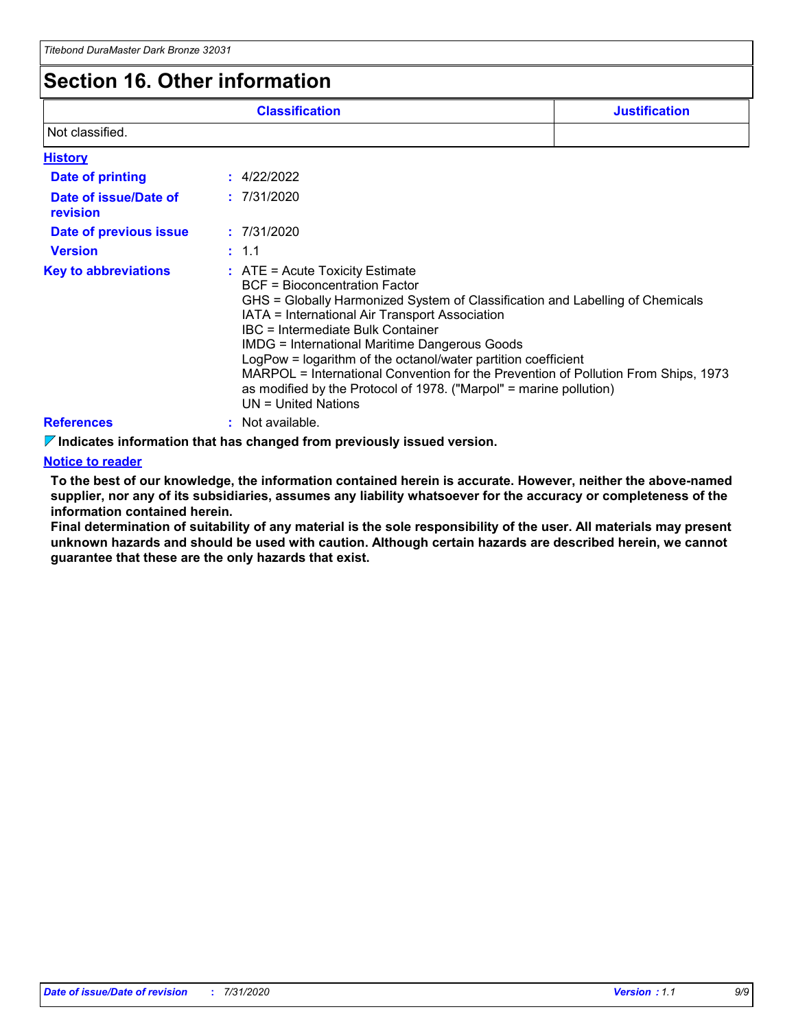## Section 16. Other information

| Classification | Justification |
|---|---|
| Not classified. | |

**History**

**Date of printing** : 4/22/2022

**Date of issue/Date of revision** : 7/31/2020

**Date of previous issue** : 7/31/2020

**Version** : 1.1

**Key to abbreviations** : ATE = Acute Toxicity Estimate
BCF = Bioconcentration Factor
GHS = Globally Harmonized System of Classification and Labelling of Chemicals
IATA = International Air Transport Association
IBC = Intermediate Bulk Container
IMDG = International Maritime Dangerous Goods
LogPow = logarithm of the octanol/water partition coefficient
MARPOL = International Convention for the Prevention of Pollution From Ships, 1973 as modified by the Protocol of 1978. ("Marpol" = marine pollution)
UN = United Nations

**References** : Not available.

**Indicates information that has changed from previously issued version.**

**Notice to reader**

**To the best of our knowledge, the information contained herein is accurate. However, neither the above-named supplier, nor any of its subsidiaries, assumes any liability whatsoever for the accuracy or completeness of the information contained herein.**

**Final determination of suitability of any material is the sole responsibility of the user. All materials may present unknown hazards and should be used with caution. Although certain hazards are described herein, we cannot guarantee that these are the only hazards that exist.**